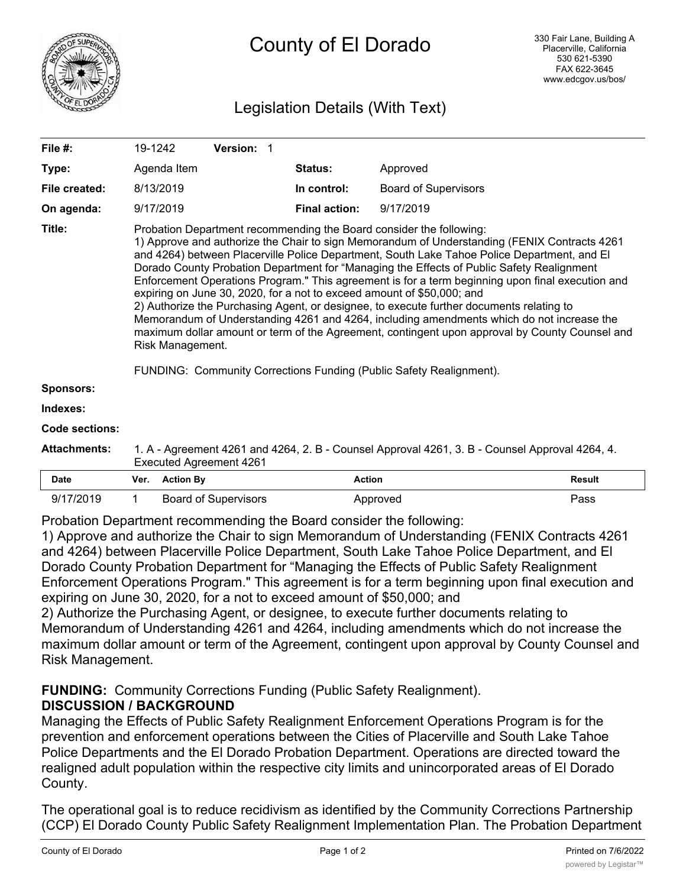# County of El Dorado

330 Fair Lane, Building A
Placerville, California
530 621-5390
FAX 622-3645
www.edcgov.us/bos/

## Legislation Details (With Text)

| | | | |
|---|---|---|---|
| **File #:** | 19-1242 **Version:** 1 | | |
| **Type:** | Agenda Item | **Status:** | Approved |
| **File created:** | 8/13/2019 | **In control:** | Board of Supervisors |
| **On agenda:** | 9/17/2019 | **Final action:** | 9/17/2019 |

**Title:** Probation Department recommending the Board consider the following:
1) Approve and authorize the Chair to sign Memorandum of Understanding (FENIX Contracts 4261 and 4264) between Placerville Police Department, South Lake Tahoe Police Department, and El Dorado County Probation Department for "Managing the Effects of Public Safety Realignment Enforcement Operations Program." This agreement is for a term beginning upon final execution and expiring on June 30, 2020, for a not to exceed amount of $50,000; and
2) Authorize the Purchasing Agent, or designee, to execute further documents relating to Memorandum of Understanding 4261 and 4264, including amendments which do not increase the maximum dollar amount or term of the Agreement, contingent upon approval by County Counsel and Risk Management.

FUNDING: Community Corrections Funding (Public Safety Realignment).

**Sponsors:**

**Indexes:**

**Code sections:**

**Attachments:** 1. A - Agreement 4261 and 4264, 2. B - Counsel Approval 4261, 3. B - Counsel Approval 4264, 4. Executed Agreement 4261

| Date | Ver. | Action By | Action | Result |
|---|---|---|---|---|
| 9/17/2019 | 1 | Board of Supervisors | Approved | Pass |

Probation Department recommending the Board consider the following:
1) Approve and authorize the Chair to sign Memorandum of Understanding (FENIX Contracts 4261 and 4264) between Placerville Police Department, South Lake Tahoe Police Department, and El Dorado County Probation Department for "Managing the Effects of Public Safety Realignment Enforcement Operations Program." This agreement is for a term beginning upon final execution and expiring on June 30, 2020, for a not to exceed amount of $50,000; and
2) Authorize the Purchasing Agent, or designee, to execute further documents relating to Memorandum of Understanding 4261 and 4264, including amendments which do not increase the maximum dollar amount or term of the Agreement, contingent upon approval by County Counsel and Risk Management.

**FUNDING:** Community Corrections Funding (Public Safety Realignment).

**DISCUSSION / BACKGROUND**

Managing the Effects of Public Safety Realignment Enforcement Operations Program is for the prevention and enforcement operations between the Cities of Placerville and South Lake Tahoe Police Departments and the El Dorado Probation Department. Operations are directed toward the realigned adult population within the respective city limits and unincorporated areas of El Dorado County.

The operational goal is to reduce recidivism as identified by the Community Corrections Partnership (CCP) El Dorado County Public Safety Realignment Implementation Plan. The Probation Department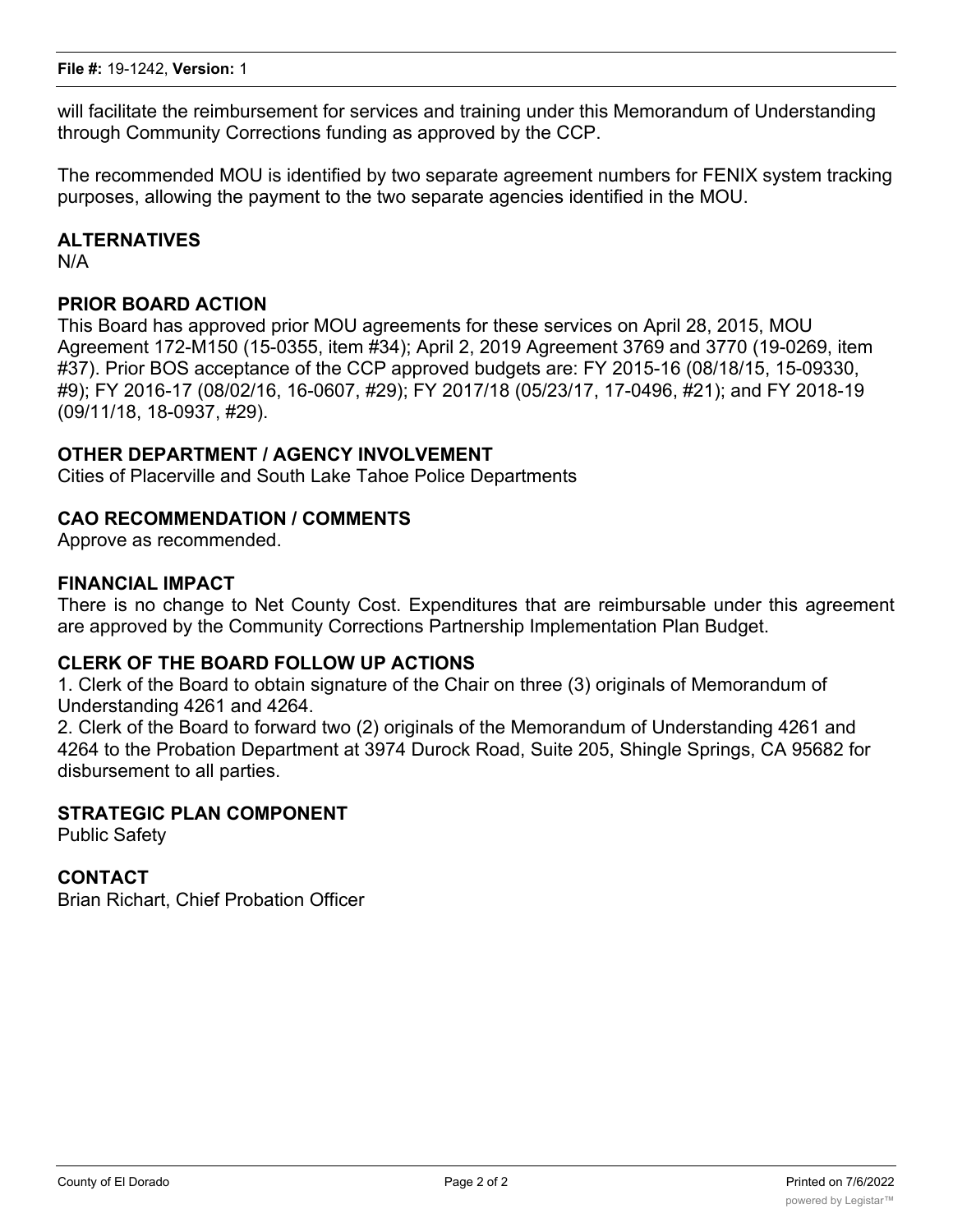will facilitate the reimbursement for services and training under this Memorandum of Understanding through Community Corrections funding as approved by the CCP.

The recommended MOU is identified by two separate agreement numbers for FENIX system tracking purposes, allowing the payment to the two separate agencies identified in the MOU.

## ALTERNATIVES

N/A

## PRIOR BOARD ACTION

This Board has approved prior MOU agreements for these services on April 28, 2015, MOU Agreement 172-M150 (15-0355, item #34); April 2, 2019 Agreement 3769 and 3770 (19-0269, item #37). Prior BOS acceptance of the CCP approved budgets are: FY 2015-16 (08/18/15, 15-09330, #9); FY 2016-17 (08/02/16, 16-0607, #29); FY 2017/18 (05/23/17, 17-0496, #21); and FY 2018-19 (09/11/18, 18-0937, #29).

## OTHER DEPARTMENT / AGENCY INVOLVEMENT

Cities of Placerville and South Lake Tahoe Police Departments

## CAO RECOMMENDATION / COMMENTS

Approve as recommended.

## FINANCIAL IMPACT

There is no change to Net County Cost. Expenditures that are reimbursable under this agreement are approved by the Community Corrections Partnership Implementation Plan Budget.

## CLERK OF THE BOARD FOLLOW UP ACTIONS

1. Clerk of the Board to obtain signature of the Chair on three (3) originals of Memorandum of Understanding 4261 and 4264.
2. Clerk of the Board to forward two (2) originals of the Memorandum of Understanding 4261 and 4264 to the Probation Department at 3974 Durock Road, Suite 205, Shingle Springs, CA 95682 for disbursement to all parties.

## STRATEGIC PLAN COMPONENT

Public Safety

## CONTACT

Brian Richart, Chief Probation Officer